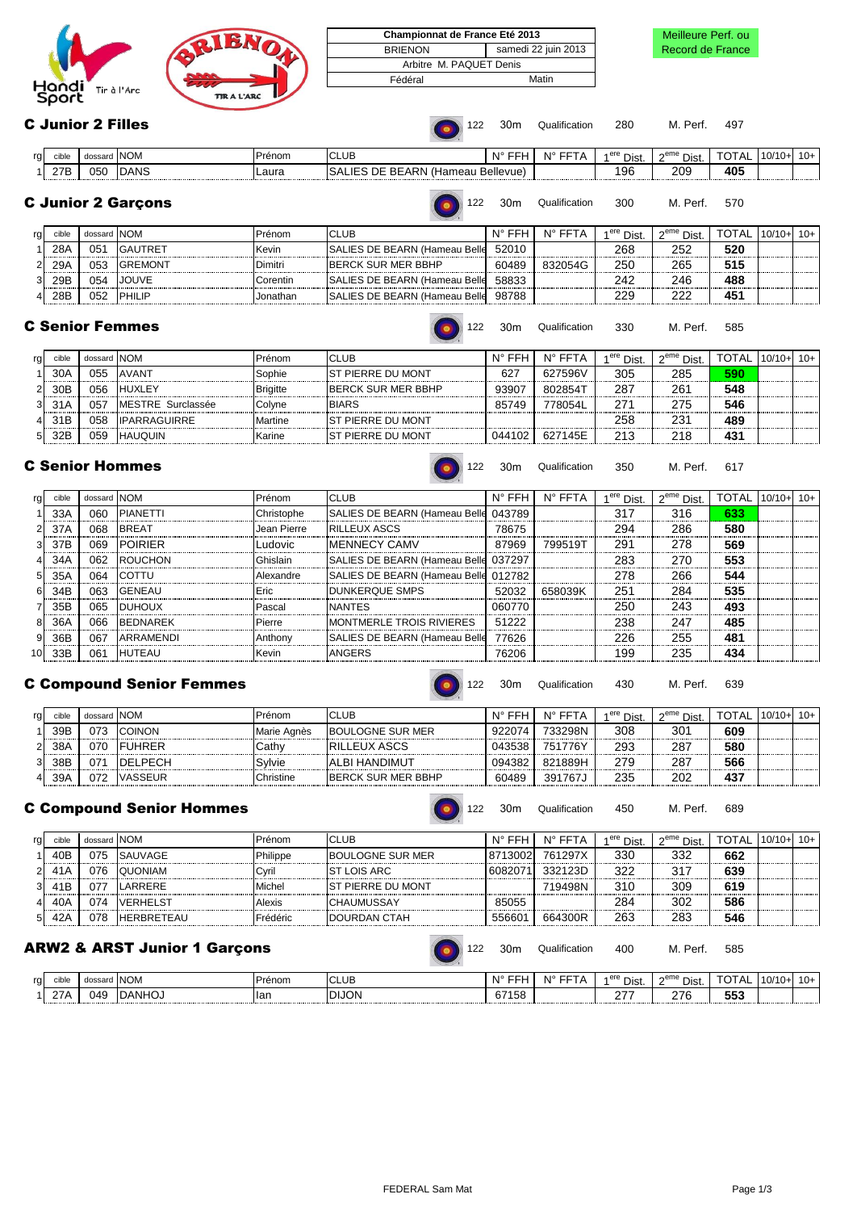| Championnat de France Eté 2013 | |
|---|---|
| BRIENON | samedi 22 juin 2013 |
| Arbitre M. PAQUET Denis | |
| Fédéral | Matin |

Meilleure Perf. ou Record de France

## C Junior 2 Filles

122 30m Qualification 280 M. Perf. 497

| rg | cible | dossard | NOM | Prénom | CLUB | N° FFH | N° FFTA | 1ere Dist. | 2eme Dist. | TOTAL | 10/10+ | 10+ |
|---|---|---|---|---|---|---|---|---|---|---|---|---|
| 1 | 27B | 050 | DANS | Laura | SALIES DE BEARN (Hameau Bellevue) | | | 196 | 209 | **405** | | |

## C Junior 2 Garçons

122 30m Qualification 300 M. Perf. 570

| rg | cible | dossard | NOM | Prénom | CLUB | N° FFH | N° FFTA | 1ere Dist. | 2eme Dist. | TOTAL | 10/10+ | 10+ |
|---|---|---|---|---|---|---|---|---|---|---|---|---|
| 1 | 28A | 051 | GAUTRET | Kevin | SALIES DE BEARN (Hameau Belle | 52010 | | 268 | 252 | **520** | | |
| 2 | 29A | 053 | GREMONT | Dimitri | BERCK SUR MER BBHP | 60489 | 832054G | 250 | 265 | **515** | | |
| 3 | 29B | 054 | JOUVE | Corentin | SALIES DE BEARN (Hameau Belle | 58833 | | 242 | 246 | **488** | | |
| 4 | 28B | 052 | PHILIP | Jonathan | SALIES DE BEARN (Hameau Belle | 98788 | | 229 | 222 | **451** | | |

## C Senior Femmes

122 30m Qualification 330 M. Perf. 585

| rg | cible | dossard | NOM | Prénom | CLUB | N° FFH | N° FFTA | 1ere Dist. | 2eme Dist. | TOTAL | 10/10+ | 10+ |
|---|---|---|---|---|---|---|---|---|---|---|---|---|
| 1 | 30A | 055 | AVANT | Sophie | ST PIERRE DU MONT | 627 | 627596V | 305 | 285 | **590** | | |
| 2 | 30B | 056 | HUXLEY | Brigitte | BERCK SUR MER BBHP | 93907 | 802854T | 287 | 261 | **548** | | |
| 3 | 31A | 057 | MESTRE Surclassée | Colyne | BIARS | 85749 | 778054L | 271 | 275 | **546** | | |
| 4 | 31B | 058 | IPARRAGUIRRE | Martine | ST PIERRE DU MONT | | | 258 | 231 | **489** | | |
| 5 | 32B | 059 | HAUQUIN | Karine | ST PIERRE DU MONT | 044102 | 627145E | 213 | 218 | **431** | | |

## C Senior Hommes

122 30m Qualification 350 M. Perf. 617

| rg | cible | dossard | NOM | Prénom | CLUB | N° FFH | N° FFTA | 1ere Dist. | 2eme Dist. | TOTAL | 10/10+ | 10+ |
|---|---|---|---|---|---|---|---|---|---|---|---|---|
| 1 | 33A | 060 | PIANETTI | Christophe | SALIES DE BEARN (Hameau Belle | 043789 | | 317 | 316 | **633** | | |
| 2 | 37A | 068 | BREAT | Jean Pierre | RILLEUX ASCS | 78675 | | 294 | 286 | **580** | | |
| 3 | 37B | 069 | POIRIER | Ludovic | MENNECY CAMV | 87969 | 799519T | 291 | 278 | **569** | | |
| 4 | 34A | 062 | ROUCHON | Ghislain | SALIES DE BEARN (Hameau Belle | 037297 | | 283 | 270 | **553** | | |
| 5 | 35A | 064 | COTTU | Alexandre | SALIES DE BEARN (Hameau Belle | 012782 | | 278 | 266 | **544** | | |
| 6 | 34B | 063 | GENEAU | Eric | DUNKERQUE SMPS | 52032 | 658039K | 251 | 284 | **535** | | |
| 7 | 35B | 065 | DUHOUX | Pascal | NANTES | 060770 | | 250 | 243 | **493** | | |
| 8 | 36A | 066 | BEDNAREK | Pierre | MONTMERLE TROIS RIVIERES | 51222 | | 238 | 247 | **485** | | |
| 9 | 36B | 067 | ARRAMENDI | Anthony | SALIES DE BEARN (Hameau Belle | 77626 | | 226 | 255 | **481** | | |
| 10 | 33B | 061 | HUTEAU | Kevin | ANGERS | 76206 | | 199 | 235 | **434** | | |

## C Compound Senior Femmes

122 30m Qualification 430 M. Perf. 639

| rg | cible | dossard | NOM | Prénom | CLUB | N° FFH | N° FFTA | 1ere Dist. | 2eme Dist. | TOTAL | 10/10+ | 10+ |
|---|---|---|---|---|---|---|---|---|---|---|---|---|
| 1 | 39B | 073 | COINON | Marie Agnès | BOULOGNE SUR MER | 922074 | 733298N | 308 | 301 | **609** | | |
| 2 | 38A | 070 | FUHRER | Cathy | RILLEUX ASCS | 043538 | 751776Y | 293 | 287 | **580** | | |
| 3 | 38B | 071 | DELPECH | Sylvie | ALBI HANDIMUT | 094382 | 821889H | 279 | 287 | **566** | | |
| 4 | 39A | 072 | VASSEUR | Christine | BERCK SUR MER BBHP | 60489 | 391767J | 235 | 202 | **437** | | |

## C Compound Senior Hommes

122 30m Qualification 450 M. Perf. 689

| rg | cible | dossard | NOM | Prénom | CLUB | N° FFH | N° FFTA | 1ere Dist. | 2eme Dist. | TOTAL | 10/10+ | 10+ |
|---|---|---|---|---|---|---|---|---|---|---|---|---|
| 1 | 40B | 075 | SAUVAGE | Philippe | BOULOGNE SUR MER | 8713002 | 761297X | 330 | 332 | **662** | | |
| 2 | 41A | 076 | QUONIAM | Cyril | ST LOIS ARC | 6082071 | 332123D | 322 | 317 | **639** | | |
| 3 | 41B | 077 | LARRERE | Michel | ST PIERRE DU MONT | | 719498N | 310 | 309 | **619** | | |
| 4 | 40A | 074 | VERHELST | Alexis | CHAUMUSSAY | 85055 | | 284 | 302 | **586** | | |
| 5 | 42A | 078 | HERBRETEAU | Frédéric | DOURDAN CTAH | 556601 | 664300R | 263 | 283 | **546** | | |

## ARW2 & ARST Junior 1 Garçons

122 30m Qualification 400 M. Perf. 585

| rg | cible | dossard | NOM | Prénom | CLUB | N° FFH | N° FFTA | 1ere Dist. | 2eme Dist. | TOTAL | 10/10+ | 10+ |
|---|---|---|---|---|---|---|---|---|---|---|---|---|
| 1 | 27A | 049 | DANHOJ | Ian | DIJON | 67158 | | 277 | 276 | **553** | | |

FEDERAL Sam Mat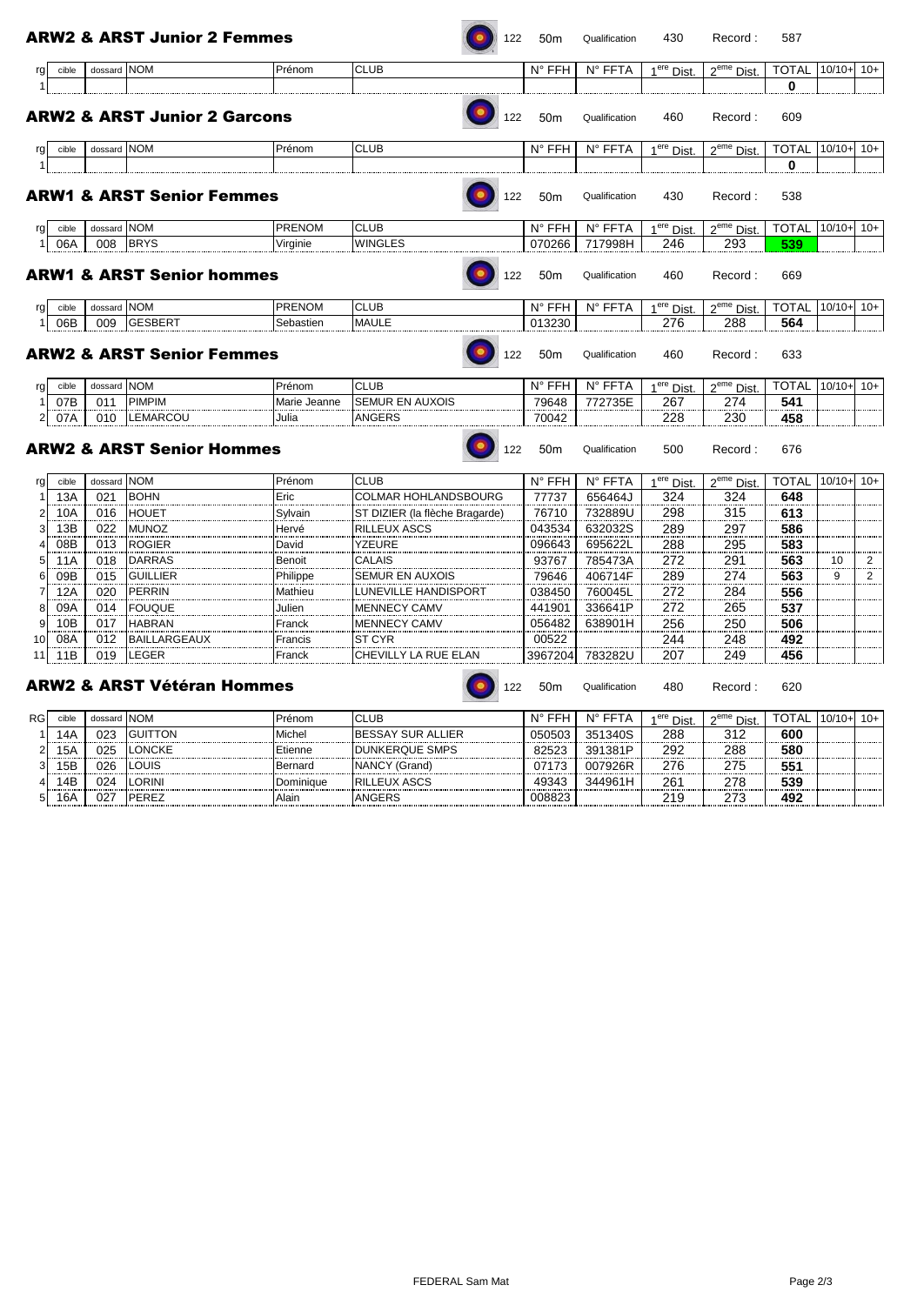## ARW2 & ARST Junior 2 Femmes

122 | 50m | Qualification 430 | Record : 587

| rg | cible | dossard | NOM | Prénom | CLUB | N° FFH | N° FFTA | 1ere Dist. | 2eme Dist. | TOTAL | 10/10+ | 10+ |
|---|---|---|---|---|---|---|---|---|---|---|---|---|
| 1 | | | | | | | | | | 0 | | |

## ARW2 & ARST Junior 2 Garcons

122 | 50m | Qualification 460 | Record : 609

| rg | cible | dossard | NOM | Prénom | CLUB | N° FFH | N° FFTA | 1ere Dist. | 2eme Dist. | TOTAL | 10/10+ | 10+ |
|---|---|---|---|---|---|---|---|---|---|---|---|---|
| 1 | | | | | | | | | | 0 | | |

## ARW1 & ARST Senior Femmes

122 | 50m | Qualification 430 | Record : 538

| rg | cible | dossard | NOM | PRENOM | CLUB | N° FFH | N° FFTA | 1ere Dist. | 2eme Dist. | TOTAL | 10/10+ | 10+ |
|---|---|---|---|---|---|---|---|---|---|---|---|---|
| 1 | 06A | 008 | BRYS | Virginie | WINGLES | 070266 | 717998H | 246 | 293 | 539 | | |

## ARW1 & ARST Senior hommes

122 | 50m | Qualification 460 | Record : 669

| rg | cible | dossard | NOM | PRENOM | CLUB | N° FFH | N° FFTA | 1ere Dist. | 2eme Dist. | TOTAL | 10/10+ | 10+ |
|---|---|---|---|---|---|---|---|---|---|---|---|---|
| 1 | 06B | 009 | GESBERT | Sebastien | MAULE | 013230 | | 276 | 288 | 564 | | |

## ARW2 & ARST Senior Femmes

122 | 50m | Qualification 460 | Record : 633

| rg | cible | dossard | NOM | Prénom | CLUB | N° FFH | N° FFTA | 1ere Dist. | 2eme Dist. | TOTAL | 10/10+ | 10+ |
|---|---|---|---|---|---|---|---|---|---|---|---|---|
| 1 | 07B | 011 | PIMPIM | Marie Jeanne | SEMUR EN AUXOIS | 79648 | 772735E | 267 | 274 | 541 | | |
| 2 | 07A | 010 | LEMARCOU | Julia | ANGERS | 70042 | | 228 | 230 | 458 | | |

## ARW2 & ARST Senior Hommes

122 | 50m | Qualification 500 | Record : 676

| rg | cible | dossard | NOM | Prénom | CLUB | N° FFH | N° FFTA | 1ere Dist. | 2eme Dist. | TOTAL | 10/10+ | 10+ |
|---|---|---|---|---|---|---|---|---|---|---|---|---|
| 1 | 13A | 021 | BOHN | Eric | COLMAR HOHLANDSBOURG | 77737 | 656464J | 324 | 324 | 648 | | |
| 2 | 10A | 016 | HOUET | Sylvain | ST DIZIER (la flèche Bragarde) | 76710 | 732889U | 298 | 315 | 613 | | |
| 3 | 13B | 022 | MUNOZ | Hervé | RILLEUX ASCS | 043534 | 632032S | 289 | 297 | 586 | | |
| 4 | 08B | 013 | ROGIER | David | YZEURE | 096643 | 695622L | 288 | 295 | 583 | | |
| 5 | 11A | 018 | DARRAS | Benoit | CALAIS | 93767 | 785473A | 272 | 291 | 563 | 10 | 2 |
| 6 | 09B | 015 | GUILLIER | Philippe | SEMUR EN AUXOIS | 79646 | 406714F | 289 | 274 | 563 | 9 | 2 |
| 7 | 12A | 020 | PERRIN | Mathieu | LUNEVILLE HANDISPORT | 038450 | 760045L | 272 | 284 | 556 | | |
| 8 | 09A | 014 | FOUQUE | Julien | MENNECY CAMV | 441901 | 336641P | 272 | 265 | 537 | | |
| 9 | 10B | 017 | HABRAN | Franck | MENNECY CAMV | 056482 | 638901H | 256 | 250 | 506 | | |
| 10 | 08A | 012 | BAILLARGEAUX | Francis | ST CYR | 00522 | | 244 | 248 | 492 | | |
| 11 | 11B | 019 | LEGER | Franck | CHEVILLY LA RUE ELAN | 3967204 | 783282U | 207 | 249 | 456 | | |

## ARW2 & ARST Vétéran Hommes

122 | 50m | Qualification 480 | Record : 620

| RG | cible | dossard | NOM | Prénom | CLUB | N° FFH | N° FFTA | 1ere Dist. | 2eme Dist. | TOTAL | 10/10+ | 10+ |
|---|---|---|---|---|---|---|---|---|---|---|---|---|
| 1 | 14A | 023 | GUITTON | Michel | BESSAY SUR ALLIER | 050503 | 351340S | 288 | 312 | 600 | | |
| 2 | 15A | 025 | LONCKE | Etienne | DUNKERQUE SMPS | 82523 | 391381P | 292 | 288 | 580 | | |
| 3 | 15B | 026 | LOUIS | Bernard | NANCY (Grand) | 07173 | 007926R | 276 | 275 | 551 | | |
| 4 | 14B | 024 | LORINI | Dominique | RILLEUX ASCS | 49343 | 344961H | 261 | 278 | 539 | | |
| 5 | 16A | 027 | PEREZ | Alain | ANGERS | 008823 | | 219 | 273 | 492 | | |

FEDERAL Sam Mat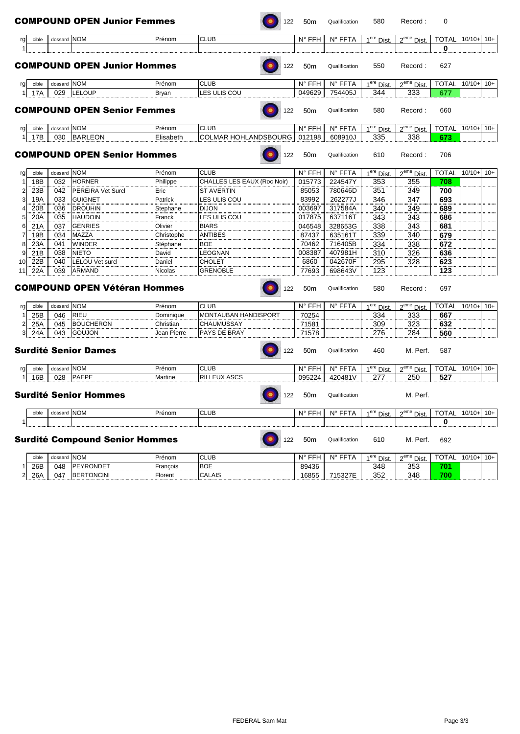## COMPOUND OPEN Junior Femmes

122 | 50m | Qualification 580 | Record : 0

| rg | cible | dossard | NOM | Prénom | CLUB | N° FFH | N° FFTA | 1ere Dist. | 2eme Dist. | TOTAL | 10/10+ | 10+ |
|---|---|---|---|---|---|---|---|---|---|---|---|---|
| 1 | | | | | | | | | | 0 | | |

## COMPOUND OPEN Junior Hommes

122 | 50m | Qualification 550 | Record : 627

| rg | cible | dossard | NOM | Prénom | CLUB | N° FFH | N° FFTA | 1ere Dist. | 2eme Dist. | TOTAL | 10/10+ | 10+ |
|---|---|---|---|---|---|---|---|---|---|---|---|---|
| 1 | 17A | 029 | LELOUP | Bryan | LES ULIS COU | 049629 | 754405J | 344 | 333 | 677 | | |

## COMPOUND OPEN Senior Femmes

122 | 50m | Qualification 580 | Record : 660

| rg | cible | dossard | NOM | Prénom | CLUB | N° FFH | N° FFTA | 1ere Dist. | 2eme Dist. | TOTAL | 10/10+ | 10+ |
|---|---|---|---|---|---|---|---|---|---|---|---|---|
| 1 | 17B | 030 | BARLEON | Elisabeth | COLMAR HOHLANDSBOURG | 012198 | 608910J | 335 | 338 | 673 | | |

## COMPOUND OPEN Senior Hommes

122 | 50m | Qualification 610 | Record : 706

| rg | cible | dossard | NOM | Prénom | CLUB | N° FFH | N° FFTA | 1ere Dist. | 2eme Dist. | TOTAL | 10/10+ | 10+ |
|---|---|---|---|---|---|---|---|---|---|---|---|---|
| 1 | 18B | 032 | HORNER | Philippe | CHALLES LES EAUX (Roc Noir) | 015773 | 224547Y | 353 | 355 | 708 | | |
| 2 | 23B | 042 | PEREIRA Vet Surcl | Eric | ST AVERTIN | 85053 | 780646D | 351 | 349 | 700 | | |
| 3 | 19A | 033 | GUIGNET | Patrick | LES ULIS COU | 83992 | 262277J | 346 | 347 | 693 | | |
| 4 | 20B | 036 | DROUHIN | Stephane | DIJON | 003697 | 317584A | 340 | 349 | 689 | | |
| 5 | 20A | 035 | HAUDOIN | Franck | LES ULIS COU | 017875 | 637116T | 343 | 343 | 686 | | |
| 6 | 21A | 037 | GENRIES | Olivier | BIARS | 046548 | 328653G | 338 | 343 | 681 | | |
| 7 | 19B | 034 | MAZZA | Christophe | ANTIBES | 87437 | 635161T | 339 | 340 | 679 | | |
| 8 | 23A | 041 | WINDER | Stéphane | BOE | 70462 | 716405B | 334 | 338 | 672 | | |
| 9 | 21B | 038 | NIETO | David | LEOGNAN | 008387 | 407981H | 310 | 326 | 636 | | |
| 10 | 22B | 040 | LELOU Vet surcl | Daniel | CHOLET | 6860 | 042670F | 295 | 328 | 623 | | |
| 11 | 22A | 039 | ARMAND | Nicolas | GRENOBLE | 77693 | 698643V | 123 | | 123 | | |

## COMPOUND OPEN Vétéran Hommes

122 | 50m | Qualification 580 | Record : 697

| rg | cible | dossard | NOM | Prénom | CLUB | N° FFH | N° FFTA | 1ere Dist. | 2eme Dist. | TOTAL | 10/10+ | 10+ |
|---|---|---|---|---|---|---|---|---|---|---|---|---|
| 1 | 25B | 046 | RIEU | Dominique | MONTAUBAN HANDISPORT | 70254 | | 334 | 333 | 667 | | |
| 2 | 25A | 045 | BOUCHERON | Christian | CHAUMUSSAY | 71581 | | 309 | 323 | 632 | | |
| 3 | 24A | 043 | GOUJON | Jean Pierre | PAYS DE BRAY | 71578 | | 276 | 284 | 560 | | |

## Surdité Senior Dames

122 | 50m | Qualification 460 | M. Perf. 587

| rg | cible | dossard | NOM | Prénom | CLUB | N° FFH | N° FFTA | 1ere Dist. | 2eme Dist. | TOTAL | 10/10+ | 10+ |
|---|---|---|---|---|---|---|---|---|---|---|---|---|
| 1 | 16B | 028 | PAEPE | Martine | RILLEUX ASCS | 095224 | 420481V | 277 | 250 | 527 | | |

## Surdité Senior Hommes

122 | 50m | Qualification | M. Perf.

| | cible | dossard | NOM | Prénom | CLUB | N° FFH | N° FFTA | 1ere Dist. | 2eme Dist. | TOTAL | 10/10+ | 10+ |
|---|---|---|---|---|---|---|---|---|---|---|---|---|
| 1 | | | | | | | | | | 0 | | |

## Surdité Compound Senior Hommes

122 | 50m | Qualification 610 | M. Perf. 692

| | cible | dossard | NOM | Prénom | CLUB | N° FFH | N° FFTA | 1ere Dist. | 2eme Dist. | TOTAL | 10/10+ | 10+ |
|---|---|---|---|---|---|---|---|---|---|---|---|---|
| 1 | 26B | 048 | PEYRONDET | François | BOE | 89436 | | 348 | 353 | 701 | | |
| 2 | 26A | 047 | BERTONCINI | Florent | CALAIS | 16855 | 715327E | 352 | 348 | 700 | | |